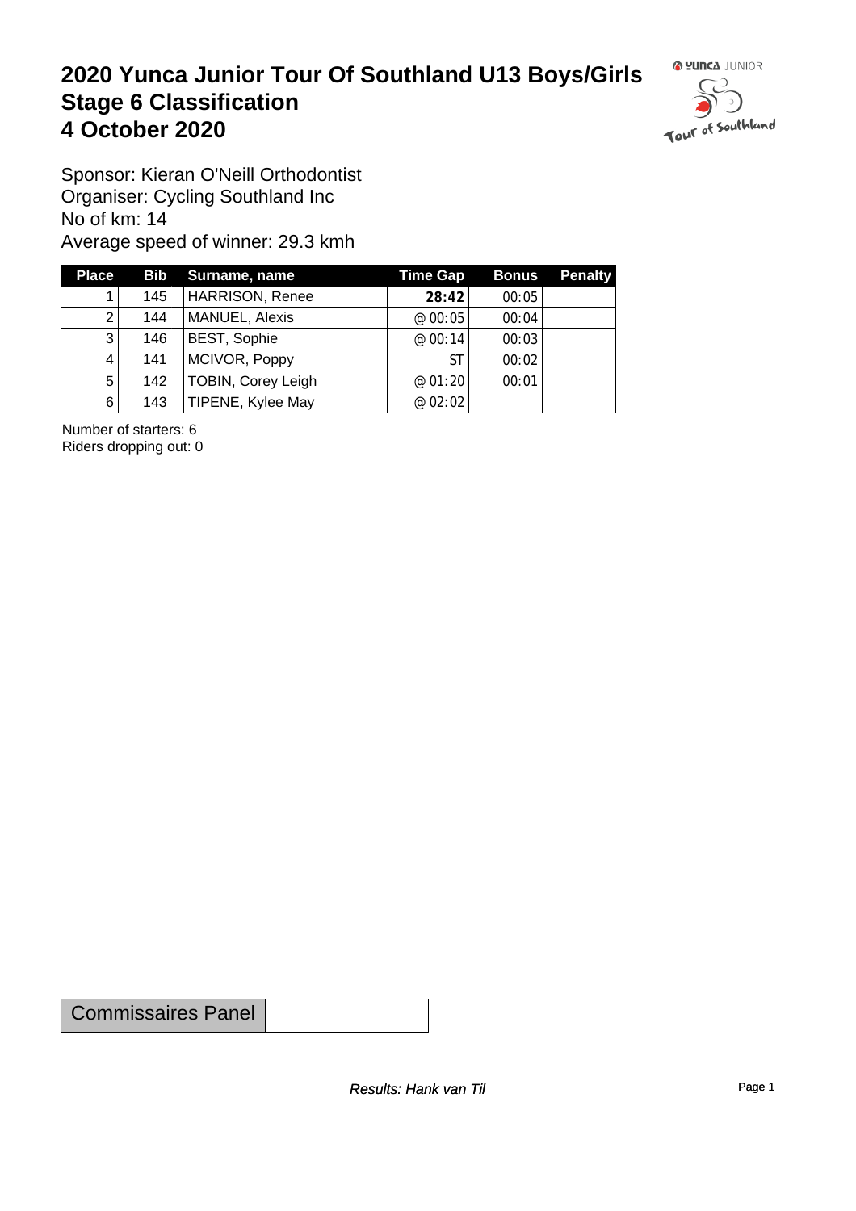# 2020 Yunca Junior Tour Of Southland U13 Boys/Girls
# Stage 6 Classification
# 4 October 2020

Sponsor: Kieran O'Neill Orthodontist
Organiser: Cycling Southland Inc
No of km: 14
Average speed of winner: 29.3 kmh

| Place | Bib | Surname, name | Time Gap | Bonus | Penalty |
|---|---|---|---|---|---|
| 1 | 145 | HARRISON, Renee | **28:42** | 00:05 | |
| 2 | 144 | MANUEL, Alexis | @ 00:05 | 00:04 | |
| 3 | 146 | BEST, Sophie | @ 00:14 | 00:03 | |
| 4 | 141 | MCIVOR, Poppy | ST | 00:02 | |
| 5 | 142 | TOBIN, Corey Leigh | @ 01:20 | 00:01 | |
| 6 | 143 | TIPENE, Kylee May | @ 02:02 | | |

Number of starters: 6
Riders dropping out: 0

| Commissaires Panel | |
|---|---|

*Results: Hank van Til*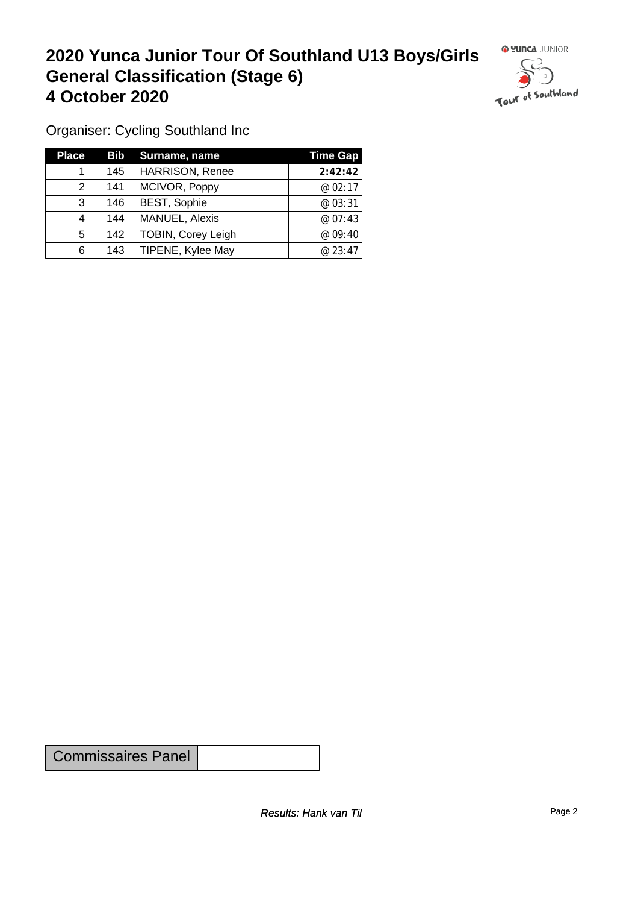# 2020 Yunca Junior Tour Of Southland U13 Boys/Girls General Classification (Stage 6) 4 October 2020

Organiser: Cycling Southland Inc

| Place | Bib | Surname, name | Time Gap |
|---|---|---|---|
| 1 | 145 | HARRISON, Renee | **2:42:42** |
| 2 | 141 | MCIVOR, Poppy | @ 02:17 |
| 3 | 146 | BEST, Sophie | @ 03:31 |
| 4 | 144 | MANUEL, Alexis | @ 07:43 |
| 5 | 142 | TOBIN, Corey Leigh | @ 09:40 |
| 6 | 143 | TIPENE, Kylee May | @ 23:47 |

| Commissaires Panel | |
|---|---|

*Results: Hank van Til*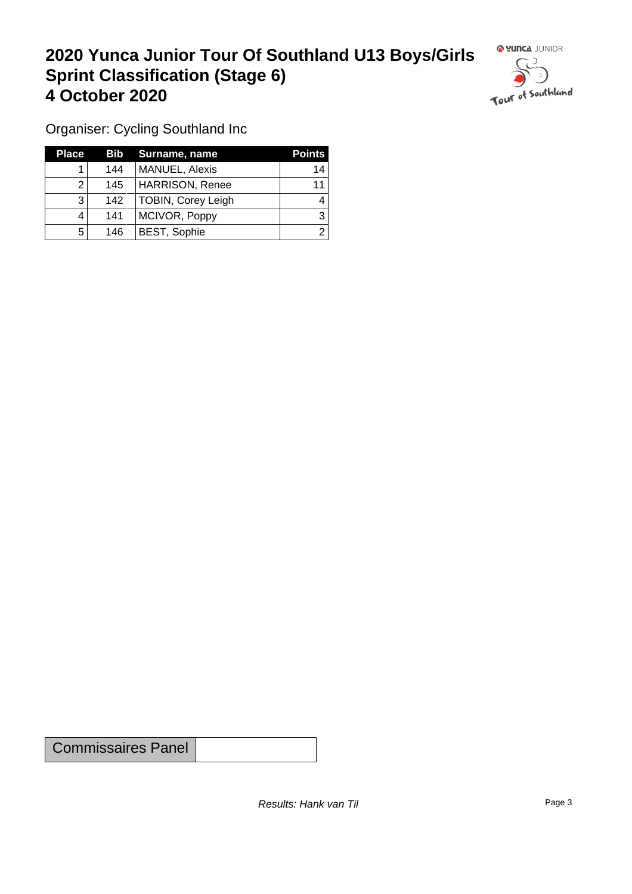# 2020 Yunca Junior Tour Of Southland U13 Boys/Girls Sprint Classification (Stage 6) 4 October 2020

Organiser: Cycling Southland Inc

| Place | Bib | Surname, name | Points |
|---|---|---|---|
| 1 | 144 | MANUEL, Alexis | 14 |
| 2 | 145 | HARRISON, Renee | 11 |
| 3 | 142 | TOBIN, Corey Leigh | 4 |
| 4 | 141 | MCIVOR, Poppy | 3 |
| 5 | 146 | BEST, Sophie | 2 |

| Commissaires Panel | |
|---|---|

*Results: Hank van Til*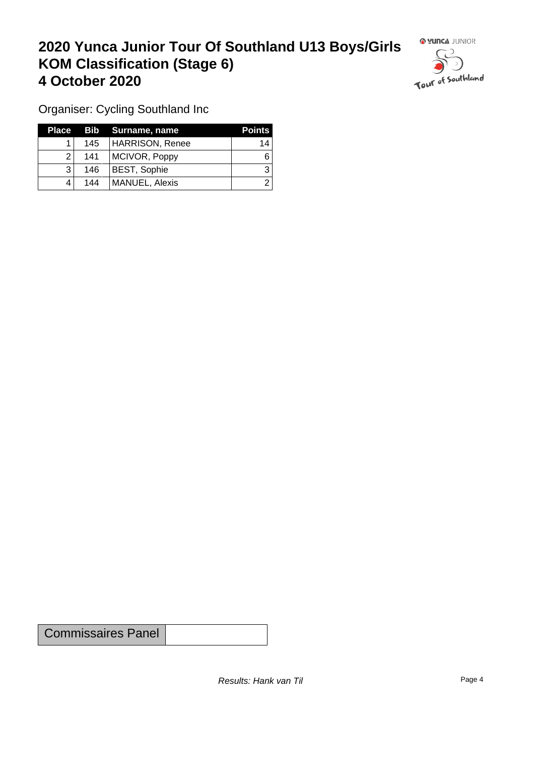# 2020 Yunca Junior Tour Of Southland U13 Boys/Girls KOM Classification (Stage 6) 4 October 2020

Organiser: Cycling Southland Inc

| Place | Bib | Surname, name | Points |
|---|---|---|---|
| 1 | 145 | HARRISON, Renee | 14 |
| 2 | 141 | MCIVOR, Poppy | 6 |
| 3 | 146 | BEST, Sophie | 3 |
| 4 | 144 | MANUEL, Alexis | 2 |

| Commissaires Panel | |
|---|---|

*Results: Hank van Til*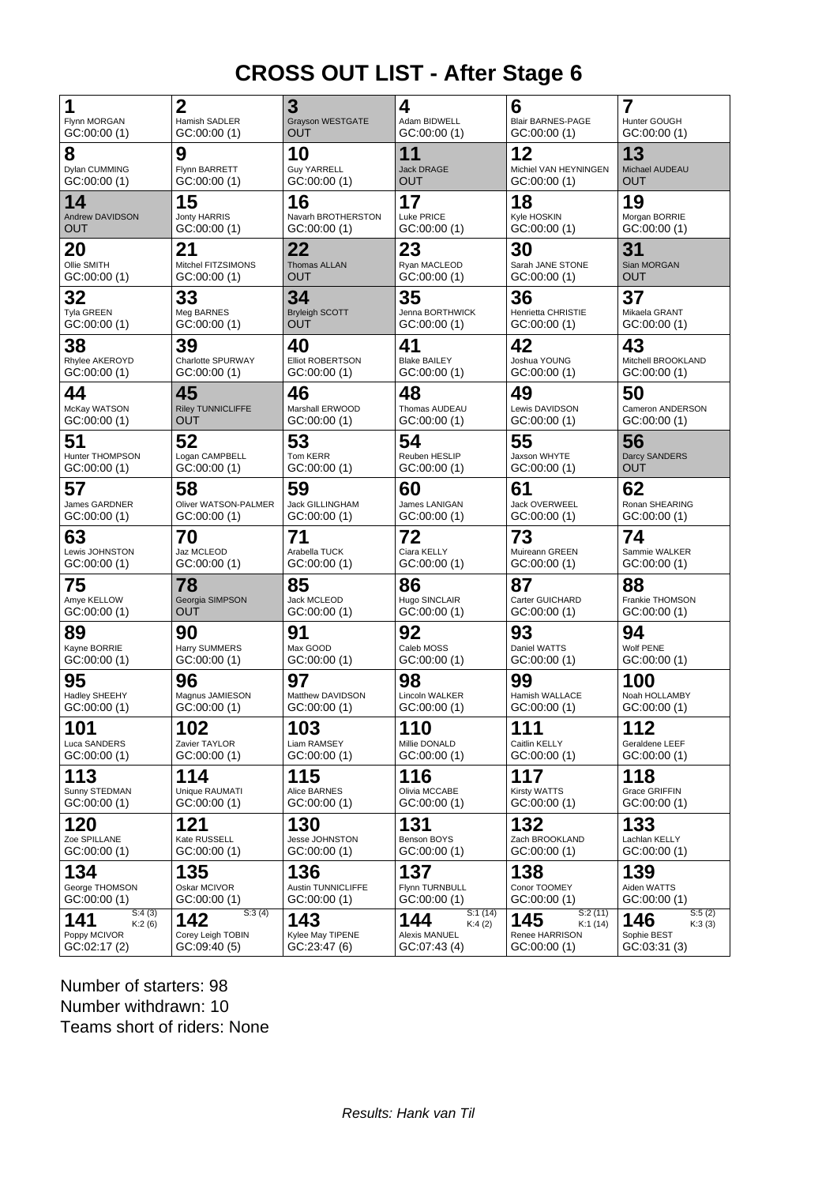# CROSS OUT LIST - After Stage 6

| | | | | | |
|---|---|---|---|---|---|
| **1**<br>Flynn MORGAN<br>GC:00:00 (1) | **2**<br>Hamish SADLER<br>GC:00:00 (1) | **3**<br>Grayson WESTGATE<br>OUT | **4**<br>Adam BIDWELL<br>GC:00:00 (1) | **6**<br>Blair BARNES-PAGE<br>GC:00:00 (1) | **7**<br>Hunter GOUGH<br>GC:00:00 (1) |
| **8**<br>Dylan CUMMING<br>GC:00:00 (1) | **9**<br>Flynn BARRETT<br>GC:00:00 (1) | **10**<br>Guy YARRELL<br>GC:00:00 (1) | **11**<br>Jack DRAGE<br>OUT | **12**<br>Michiel VAN HEYNINGEN<br>GC:00:00 (1) | **13**<br>Michael AUDEAU<br>OUT |
| **14**<br>Andrew DAVIDSON<br>OUT | **15**<br>Jonty HARRIS<br>GC:00:00 (1) | **16**<br>Navarh BROTHERSTON<br>GC:00:00 (1) | **17**<br>Luke PRICE<br>GC:00:00 (1) | **18**<br>Kyle HOSKIN<br>GC:00:00 (1) | **19**<br>Morgan BORRIE<br>GC:00:00 (1) |
| **20**<br>Ollie SMITH<br>GC:00:00 (1) | **21**<br>Mitchel FITZSIMONS<br>GC:00:00 (1) | **22**<br>Thomas ALLAN<br>OUT | **23**<br>Ryan MACLEOD<br>GC:00:00 (1) | **30**<br>Sarah JANE STONE<br>GC:00:00 (1) | **31**<br>Sian MORGAN<br>OUT |
| **32**<br>Tyla GREEN<br>GC:00:00 (1) | **33**<br>Meg BARNES<br>GC:00:00 (1) | **34**<br>Bryleigh SCOTT<br>OUT | **35**<br>Jenna BORTHWICK<br>GC:00:00 (1) | **36**<br>Henrietta CHRISTIE<br>GC:00:00 (1) | **37**<br>Mikaela GRANT<br>GC:00:00 (1) |
| **38**<br>Rhylee AKEROYD<br>GC:00:00 (1) | **39**<br>Charlotte SPURWAY<br>GC:00:00 (1) | **40**<br>Elliot ROBERTSON<br>GC:00:00 (1) | **41**<br>Blake BAILEY<br>GC:00:00 (1) | **42**<br>Joshua YOUNG<br>GC:00:00 (1) | **43**<br>Mitchell BROOKLAND<br>GC:00:00 (1) |
| **44**<br>McKay WATSON<br>GC:00:00 (1) | **45**<br>Riley TUNNICLIFFE<br>OUT | **46**<br>Marshall ERWOOD<br>GC:00:00 (1) | **48**<br>Thomas AUDEAU<br>GC:00:00 (1) | **49**<br>Lewis DAVIDSON<br>GC:00:00 (1) | **50**<br>Cameron ANDERSON<br>GC:00:00 (1) |
| **51**<br>Hunter THOMPSON<br>GC:00:00 (1) | **52**<br>Logan CAMPBELL<br>GC:00:00 (1) | **53**<br>Tom KERR<br>GC:00:00 (1) | **54**<br>Reuben HESLIP<br>GC:00:00 (1) | **55**<br>Jaxson WHYTE<br>GC:00:00 (1) | **56**<br>Darcy SANDERS<br>OUT |
| **57**<br>James GARDNER<br>GC:00:00 (1) | **58**<br>Oliver WATSON-PALMER<br>GC:00:00 (1) | **59**<br>Jack GILLINGHAM<br>GC:00:00 (1) | **60**<br>James LANIGAN<br>GC:00:00 (1) | **61**<br>Jack OVERWEEL<br>GC:00:00 (1) | **62**<br>Ronan SHEARING<br>GC:00:00 (1) |
| **63**<br>Lewis JOHNSTON<br>GC:00:00 (1) | **70**<br>Jaz MCLEOD<br>GC:00:00 (1) | **71**<br>Arabella TUCK<br>GC:00:00 (1) | **72**<br>Ciara KELLY<br>GC:00:00 (1) | **73**<br>Muireann GREEN<br>GC:00:00 (1) | **74**<br>Sammie WALKER<br>GC:00:00 (1) |
| **75**<br>Amye KELLOW<br>GC:00:00 (1) | **78**<br>Georgia SIMPSON<br>OUT | **85**<br>Jack MCLEOD<br>GC:00:00 (1) | **86**<br>Hugo SINCLAIR<br>GC:00:00 (1) | **87**<br>Carter GUICHARD<br>GC:00:00 (1) | **88**<br>Frankie THOMSON<br>GC:00:00 (1) |
| **89**<br>Kayne BORRIE<br>GC:00:00 (1) | **90**<br>Harry SUMMERS<br>GC:00:00 (1) | **91**<br>Max GOOD<br>GC:00:00 (1) | **92**<br>Caleb MOSS<br>GC:00:00 (1) | **93**<br>Daniel WATTS<br>GC:00:00 (1) | **94**<br>Wolf PENE<br>GC:00:00 (1) |
| **95**<br>Hadley SHEEHY<br>GC:00:00 (1) | **96**<br>Magnus JAMIESON<br>GC:00:00 (1) | **97**<br>Matthew DAVIDSON<br>GC:00:00 (1) | **98**<br>Lincoln WALKER<br>GC:00:00 (1) | **99**<br>Hamish WALLACE<br>GC:00:00 (1) | **100**<br>Noah HOLLAMBY<br>GC:00:00 (1) |
| **101**<br>Luca SANDERS<br>GC:00:00 (1) | **102**<br>Zavier TAYLOR<br>GC:00:00 (1) | **103**<br>Liam RAMSEY<br>GC:00:00 (1) | **110**<br>Millie DONALD<br>GC:00:00 (1) | **111**<br>Caitlin KELLY<br>GC:00:00 (1) | **112**<br>Geraldene LEEF<br>GC:00:00 (1) |
| **113**<br>Sunny STEDMAN<br>GC:00:00 (1) | **114**<br>Unique RAUMATI<br>GC:00:00 (1) | **115**<br>Alice BARNES<br>GC:00:00 (1) | **116**<br>Olivia MCCABE<br>GC:00:00 (1) | **117**<br>Kirsty WATTS<br>GC:00:00 (1) | **118**<br>Grace GRIFFIN<br>GC:00:00 (1) |
| **120**<br>Zoe SPILLANE<br>GC:00:00 (1) | **121**<br>Kate RUSSELL<br>GC:00:00 (1) | **130**<br>Jesse JOHNSTON<br>GC:00:00 (1) | **131**<br>Benson BOYS<br>GC:00:00 (1) | **132**<br>Zach BROOKLAND<br>GC:00:00 (1) | **133**<br>Lachlan KELLY<br>GC:00:00 (1) |
| **134**<br>George THOMSON<br>GC:00:00 (1) | **135**<br>Oskar MCIVOR<br>GC:00:00 (1) | **136**<br>Austin TUNNICLIFFE<br>GC:00:00 (1) | **137**<br>Flynn TURNBULL<br>GC:00:00 (1) | **138**<br>Conor TOOMEY<br>GC:00:00 (1) | **139**<br>Aiden WATTS<br>GC:00:00 (1) |
| **141** S:4 (3) K:2 (6)<br>Poppy MCIVOR<br>GC:02:17 (2) | **142** S:3 (4)<br>Corey Leigh TOBIN<br>GC:09:40 (5) | **143**<br>Kylee May TIPENE<br>GC:23:47 (6) | **144** S:1 (14) K:4 (2)<br>Alexis MANUEL<br>GC:07:43 (4) | **145** S:2 (11) K:1 (14)<br>Renee HARRISON<br>GC:00:00 (1) | **146** S:5 (2) K:3 (3)<br>Sophie BEST<br>GC:03:31 (3) |

Number of starters: 98
Number withdrawn: 10
Teams short of riders: None

*Results: Hank van Til*